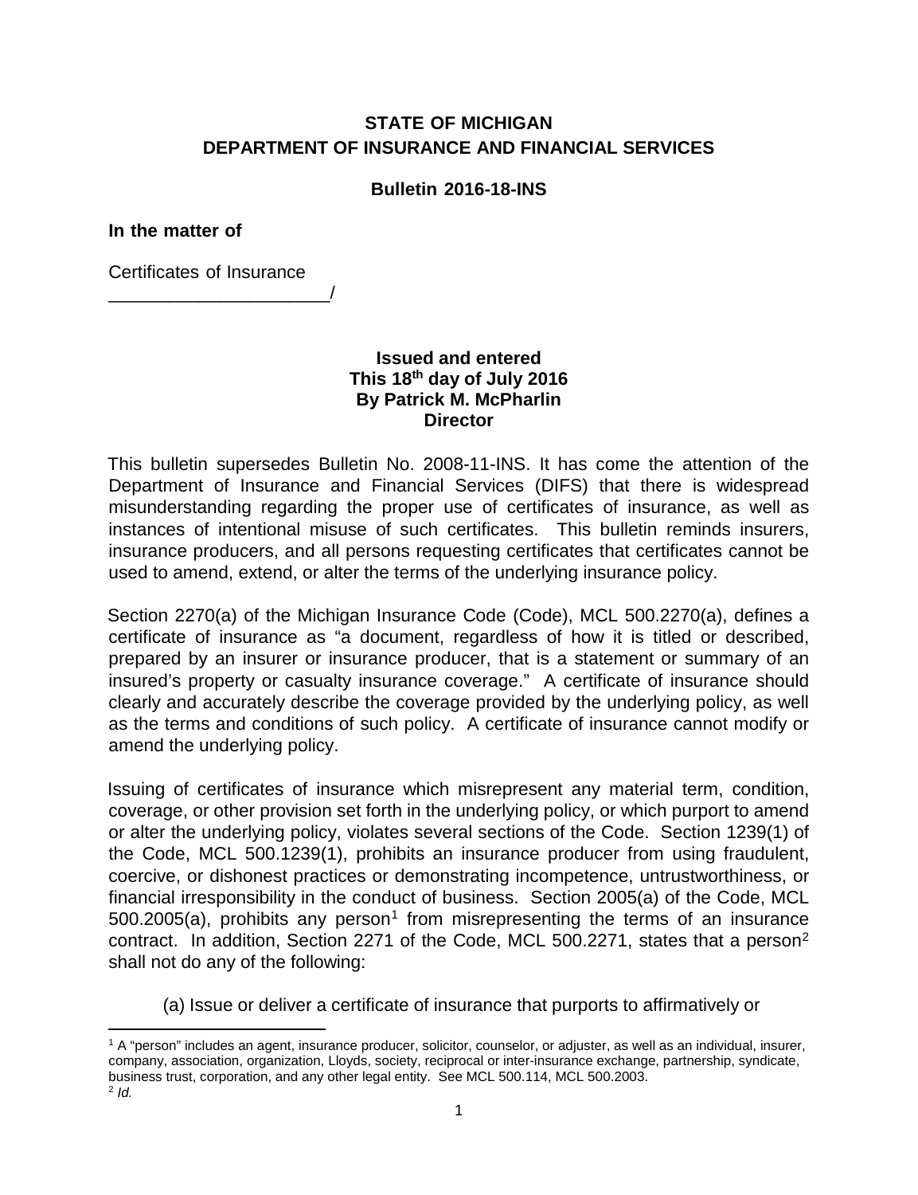**STATE OF MICHIGAN**
**DEPARTMENT OF INSURANCE AND FINANCIAL SERVICES**

**Bulletin 2016-18-INS**

**In the matter of**

Certificates of Insurance
______________________/

**Issued and entered**
**This 18th day of July 2016**
**By Patrick M. McPharlin**
**Director**

This bulletin supersedes Bulletin No. 2008-11-INS. It has come the attention of the Department of Insurance and Financial Services (DIFS) that there is widespread misunderstanding regarding the proper use of certificates of insurance, as well as instances of intentional misuse of such certificates. This bulletin reminds insurers, insurance producers, and all persons requesting certificates that certificates cannot be used to amend, extend, or alter the terms of the underlying insurance policy.

Section 2270(a) of the Michigan Insurance Code (Code), MCL 500.2270(a), defines a certificate of insurance as "a document, regardless of how it is titled or described, prepared by an insurer or insurance producer, that is a statement or summary of an insured's property or casualty insurance coverage." A certificate of insurance should clearly and accurately describe the coverage provided by the underlying policy, as well as the terms and conditions of such policy. A certificate of insurance cannot modify or amend the underlying policy.

Issuing of certificates of insurance which misrepresent any material term, condition, coverage, or other provision set forth in the underlying policy, or which purport to amend or alter the underlying policy, violates several sections of the Code. Section 1239(1) of the Code, MCL 500.1239(1), prohibits an insurance producer from using fraudulent, coercive, or dishonest practices or demonstrating incompetence, untrustworthiness, or financial irresponsibility in the conduct of business. Section 2005(a) of the Code, MCL 500.2005(a), prohibits any person[1] from misrepresenting the terms of an insurance contract. In addition, Section 2271 of the Code, MCL 500.2271, states that a person[2] shall not do any of the following:

(a) Issue or deliver a certificate of insurance that purports to affirmatively or

[1] A "person" includes an agent, insurance producer, solicitor, counselor, or adjuster, as well as an individual, insurer, company, association, organization, Lloyds, society, reciprocal or inter-insurance exchange, partnership, syndicate, business trust, corporation, and any other legal entity. See MCL 500.114, MCL 500.2003.

[2] *Id.*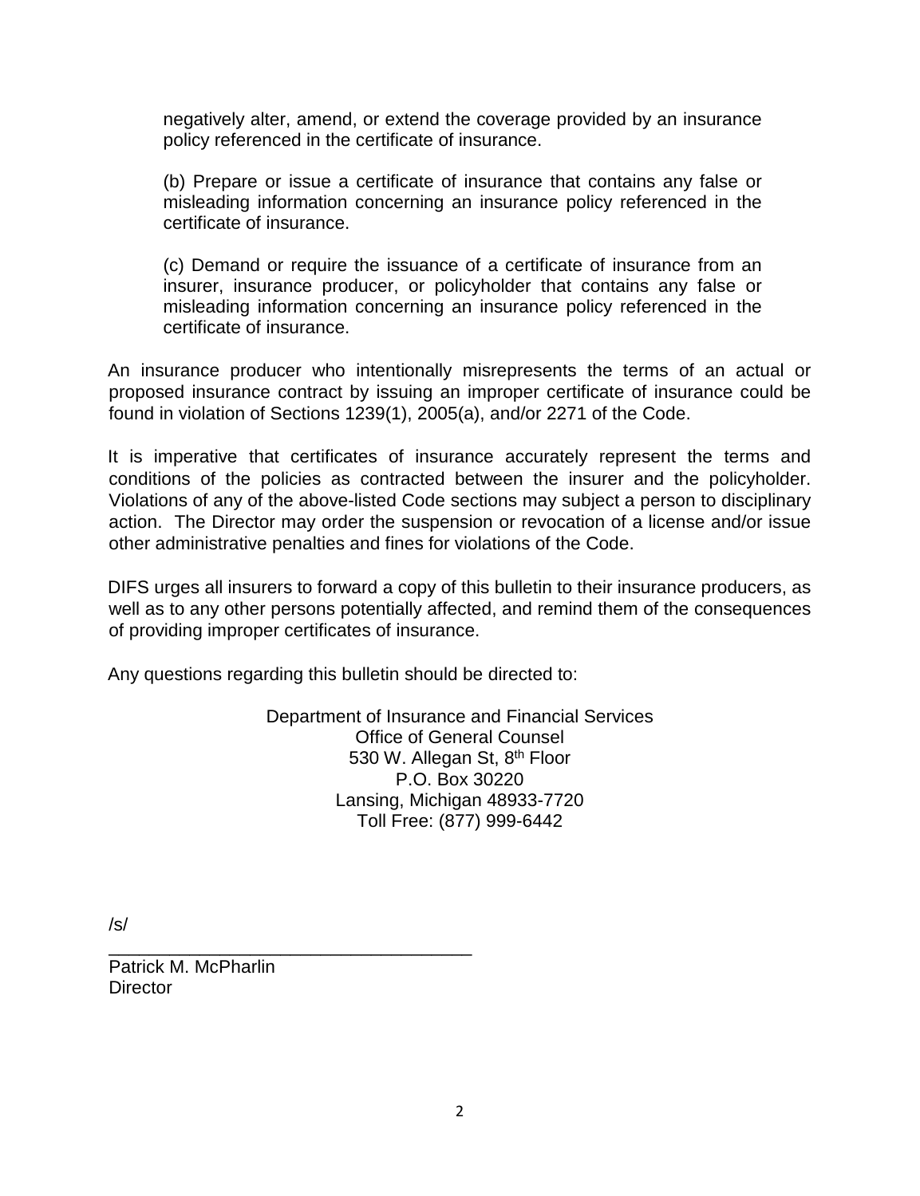negatively alter, amend, or extend the coverage provided by an insurance policy referenced in the certificate of insurance.

(b) Prepare or issue a certificate of insurance that contains any false or misleading information concerning an insurance policy referenced in the certificate of insurance.

(c) Demand or require the issuance of a certificate of insurance from an insurer, insurance producer, or policyholder that contains any false or misleading information concerning an insurance policy referenced in the certificate of insurance.

An insurance producer who intentionally misrepresents the terms of an actual or proposed insurance contract by issuing an improper certificate of insurance could be found in violation of Sections 1239(1), 2005(a), and/or 2271 of the Code.

It is imperative that certificates of insurance accurately represent the terms and conditions of the policies as contracted between the insurer and the policyholder. Violations of any of the above-listed Code sections may subject a person to disciplinary action. The Director may order the suspension or revocation of a license and/or issue other administrative penalties and fines for violations of the Code.

DIFS urges all insurers to forward a copy of this bulletin to their insurance producers, as well as to any other persons potentially affected, and remind them of the consequences of providing improper certificates of insurance.

Any questions regarding this bulletin should be directed to:

Department of Insurance and Financial Services
Office of General Counsel
530 W. Allegan St, 8th Floor
P.O. Box 30220
Lansing, Michigan 48933-7720
Toll Free: (877) 999-6442

/s/
_____________________________________
Patrick M. McPharlin
Director